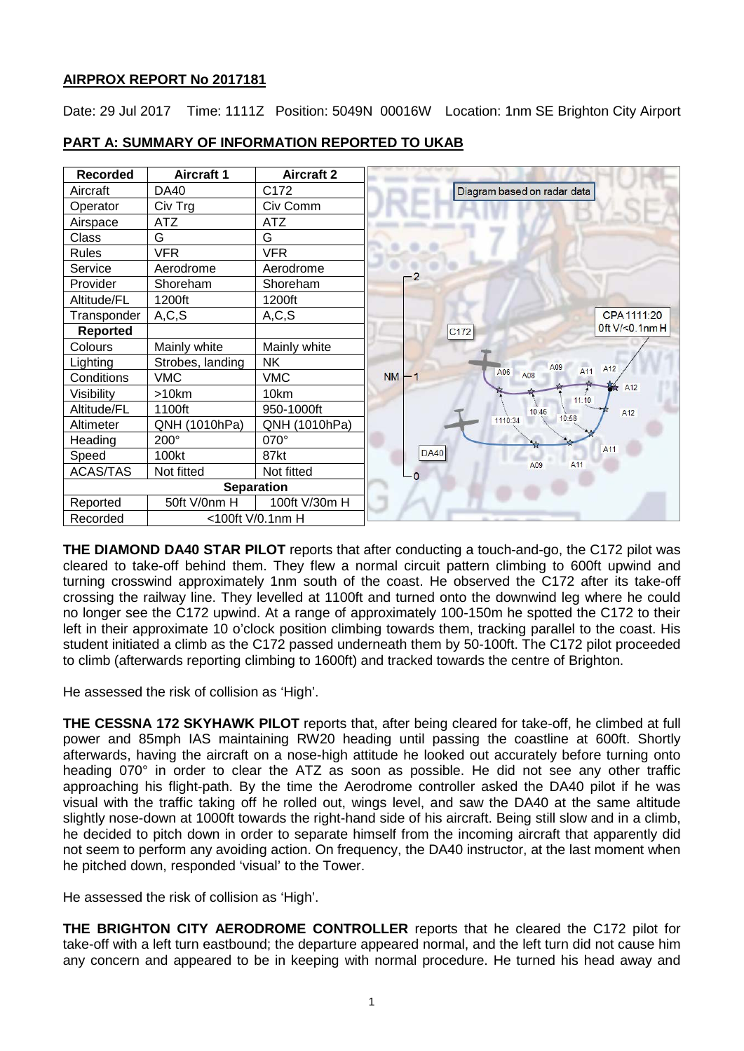**AIRPROX REPORT No 2017181**

Date: 29 Jul 2017 Time: 1111Z Position: 5049N 00016W Location: 1nm SE Brighton City Airport

**PART A: SUMMARY OF INFORMATION REPORTED TO UKAB**

| Recorded | Aircraft 1 | Aircraft 2 |
|---|---|---|
| Aircraft | DA40 | C172 |
| Operator | Civ Trg | Civ Comm |
| Airspace | ATZ | ATZ |
| Class | G | G |
| Rules | VFR | VFR |
| Service | Aerodrome | Aerodrome |
| Provider | Shoreham | Shoreham |
| Altitude/FL | 1200ft | 1200ft |
| Transponder | A,C,S | A,C,S |
| **Reported** | | |
| Colours | Mainly white | Mainly white |
| Lighting | Strobes, landing | NK |
| Conditions | VMC | VMC |
| Visibility | >10km | 10km |
| Altitude/FL | 1100ft | 950-1000ft |
| Altimeter | QNH (1010hPa) | QNH (1010hPa) |
| Heading | 200° | 070° |
| Speed | 100kt | 87kt |
| ACAS/TAS | Not fitted | Not fitted |
| **Separation** | | |
| Reported | 50ft V/0nm H | 100ft V/30m H |
| Recorded | <100ft V/0.1nm H | |

Diagram based on radar data

**THE DIAMOND DA40 STAR PILOT** reports that after conducting a touch-and-go, the C172 pilot was cleared to take-off behind them. They flew a normal circuit pattern climbing to 600ft upwind and turning crosswind approximately 1nm south of the coast. He observed the C172 after its take-off crossing the railway line. They levelled at 1100ft and turned onto the downwind leg where he could no longer see the C172 upwind. At a range of approximately 100-150m he spotted the C172 to their left in their approximate 10 o'clock position climbing towards them, tracking parallel to the coast. His student initiated a climb as the C172 passed underneath them by 50-100ft. The C172 pilot proceeded to climb (afterwards reporting climbing to 1600ft) and tracked towards the centre of Brighton.

He assessed the risk of collision as 'High'.

**THE CESSNA 172 SKYHAWK PILOT** reports that, after being cleared for take-off, he climbed at full power and 85mph IAS maintaining RW20 heading until passing the coastline at 600ft. Shortly afterwards, having the aircraft on a nose-high attitude he looked out accurately before turning onto heading 070° in order to clear the ATZ as soon as possible. He did not see any other traffic approaching his flight-path. By the time the Aerodrome controller asked the DA40 pilot if he was visual with the traffic taking off he rolled out, wings level, and saw the DA40 at the same altitude slightly nose-down at 1000ft towards the right-hand side of his aircraft. Being still slow and in a climb, he decided to pitch down in order to separate himself from the incoming aircraft that apparently did not seem to perform any avoiding action. On frequency, the DA40 instructor, at the last moment when he pitched down, responded 'visual' to the Tower.

He assessed the risk of collision as 'High'.

**THE BRIGHTON CITY AERODROME CONTROLLER** reports that he cleared the C172 pilot for take-off with a left turn eastbound; the departure appeared normal, and the left turn did not cause him any concern and appeared to be in keeping with normal procedure. He turned his head away and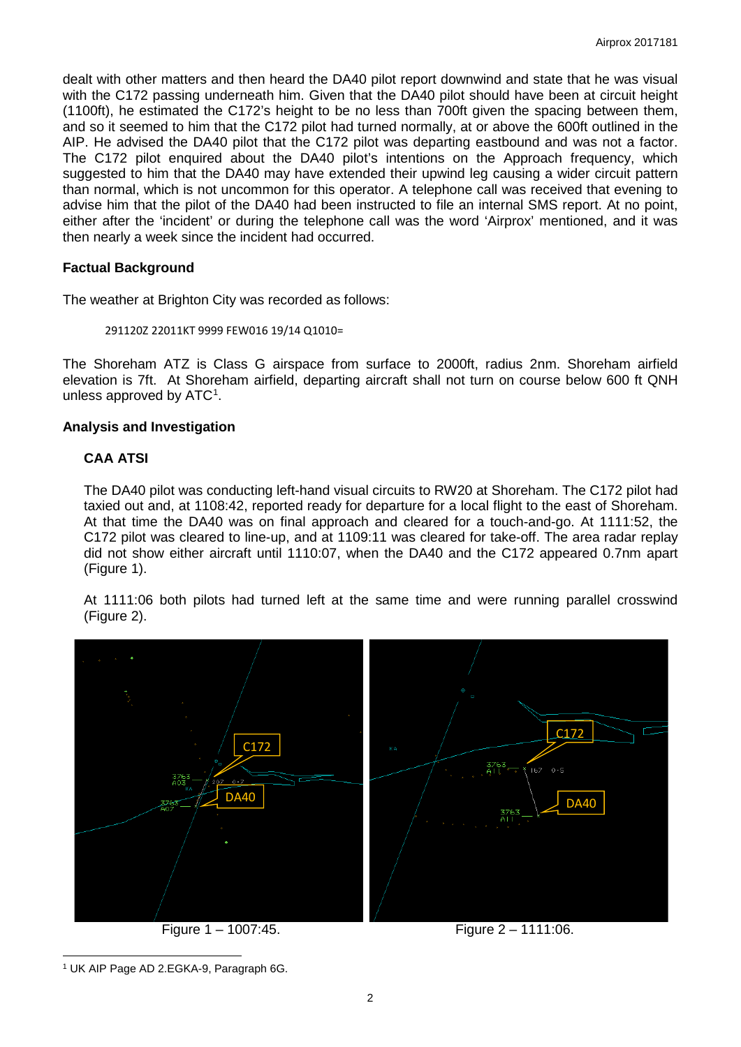dealt with other matters and then heard the DA40 pilot report downwind and state that he was visual with the C172 passing underneath him. Given that the DA40 pilot should have been at circuit height (1100ft), he estimated the C172's height to be no less than 700ft given the spacing between them, and so it seemed to him that the C172 pilot had turned normally, at or above the 600ft outlined in the AIP. He advised the DA40 pilot that the C172 pilot was departing eastbound and was not a factor. The C172 pilot enquired about the DA40 pilot's intentions on the Approach frequency, which suggested to him that the DA40 may have extended their upwind leg causing a wider circuit pattern than normal, which is not uncommon for this operator. A telephone call was received that evening to advise him that the pilot of the DA40 had been instructed to file an internal SMS report. At no point, either after the 'incident' or during the telephone call was the word 'Airprox' mentioned, and it was then nearly a week since the incident had occurred.

## Factual Background

The weather at Brighton City was recorded as follows:

```
291120Z 22011KT 9999 FEW016 19/14 Q1010=
```

The Shoreham ATZ is Class G airspace from surface to 2000ft, radius 2nm. Shoreham airfield elevation is 7ft. At Shoreham airfield, departing aircraft shall not turn on course below 600 ft QNH unless approved by ATC[1].

## Analysis and Investigation

### CAA ATSI

The DA40 pilot was conducting left-hand visual circuits to RW20 at Shoreham. The C172 pilot had taxied out and, at 1108:42, reported ready for departure for a local flight to the east of Shoreham. At that time the DA40 was on final approach and cleared for a touch-and-go. At 1111:52, the C172 pilot was cleared to line-up, and at 1109:11 was cleared for take-off. The area radar replay did not show either aircraft until 1110:07, when the DA40 and the C172 appeared 0.7nm apart (Figure 1).

At 1111:06 both pilots had turned left at the same time and were running parallel crosswind (Figure 2).

Figure 1 – 1007:45.

Figure 2 – 1111:06.

[1] UK AIP Page AD 2.EGKA-9, Paragraph 6G.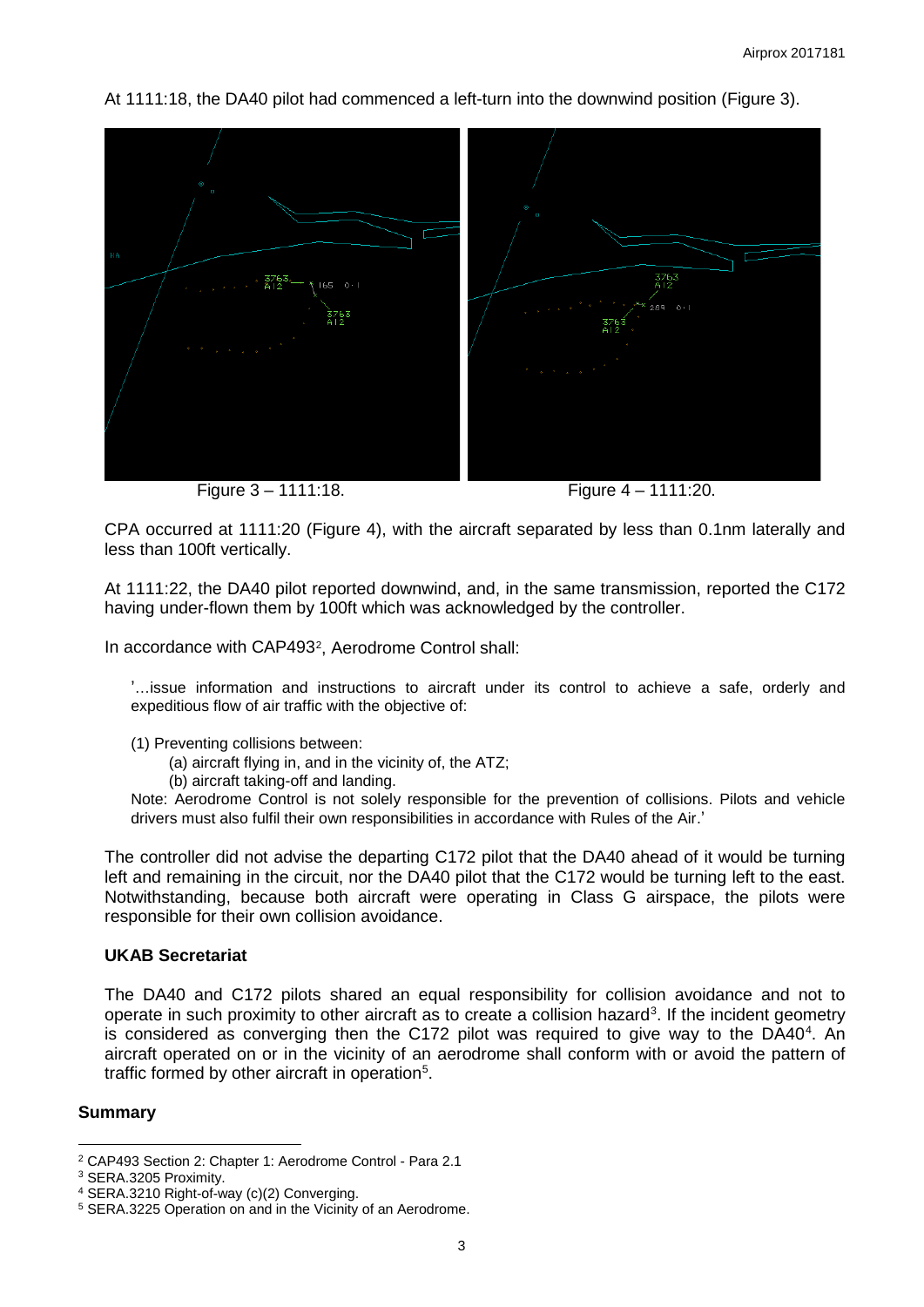At 1111:18, the DA40 pilot had commenced a left-turn into the downwind position (Figure 3).

Figure 3 – 1111:18.

Figure 4 – 1111:20.

CPA occurred at 1111:20 (Figure 4), with the aircraft separated by less than 0.1nm laterally and less than 100ft vertically.

At 1111:22, the DA40 pilot reported downwind, and, in the same transmission, reported the C172 having under-flown them by 100ft which was acknowledged by the controller.

In accordance with CAP493[2], Aerodrome Control shall:

> '…issue information and instructions to aircraft under its control to achieve a safe, orderly and expeditious flow of air traffic with the objective of:
>
> (1) Preventing collisions between:
> (a) aircraft flying in, and in the vicinity of, the ATZ;
> (b) aircraft taking-off and landing.
>
> Note: Aerodrome Control is not solely responsible for the prevention of collisions. Pilots and vehicle drivers must also fulfil their own responsibilities in accordance with Rules of the Air.'

The controller did not advise the departing C172 pilot that the DA40 ahead of it would be turning left and remaining in the circuit, nor the DA40 pilot that the C172 would be turning left to the east. Notwithstanding, because both aircraft were operating in Class G airspace, the pilots were responsible for their own collision avoidance.

### UKAB Secretariat

The DA40 and C172 pilots shared an equal responsibility for collision avoidance and not to operate in such proximity to other aircraft as to create a collision hazard[3]. If the incident geometry is considered as converging then the C172 pilot was required to give way to the DA40[4]. An aircraft operated on or in the vicinity of an aerodrome shall conform with or avoid the pattern of traffic formed by other aircraft in operation[5].

### Summary

---

[2] CAP493 Section 2: Chapter 1: Aerodrome Control - Para 2.1
[3] SERA.3205 Proximity.
[4] SERA.3210 Right-of-way (c)(2) Converging.
[5] SERA.3225 Operation on and in the Vicinity of an Aerodrome.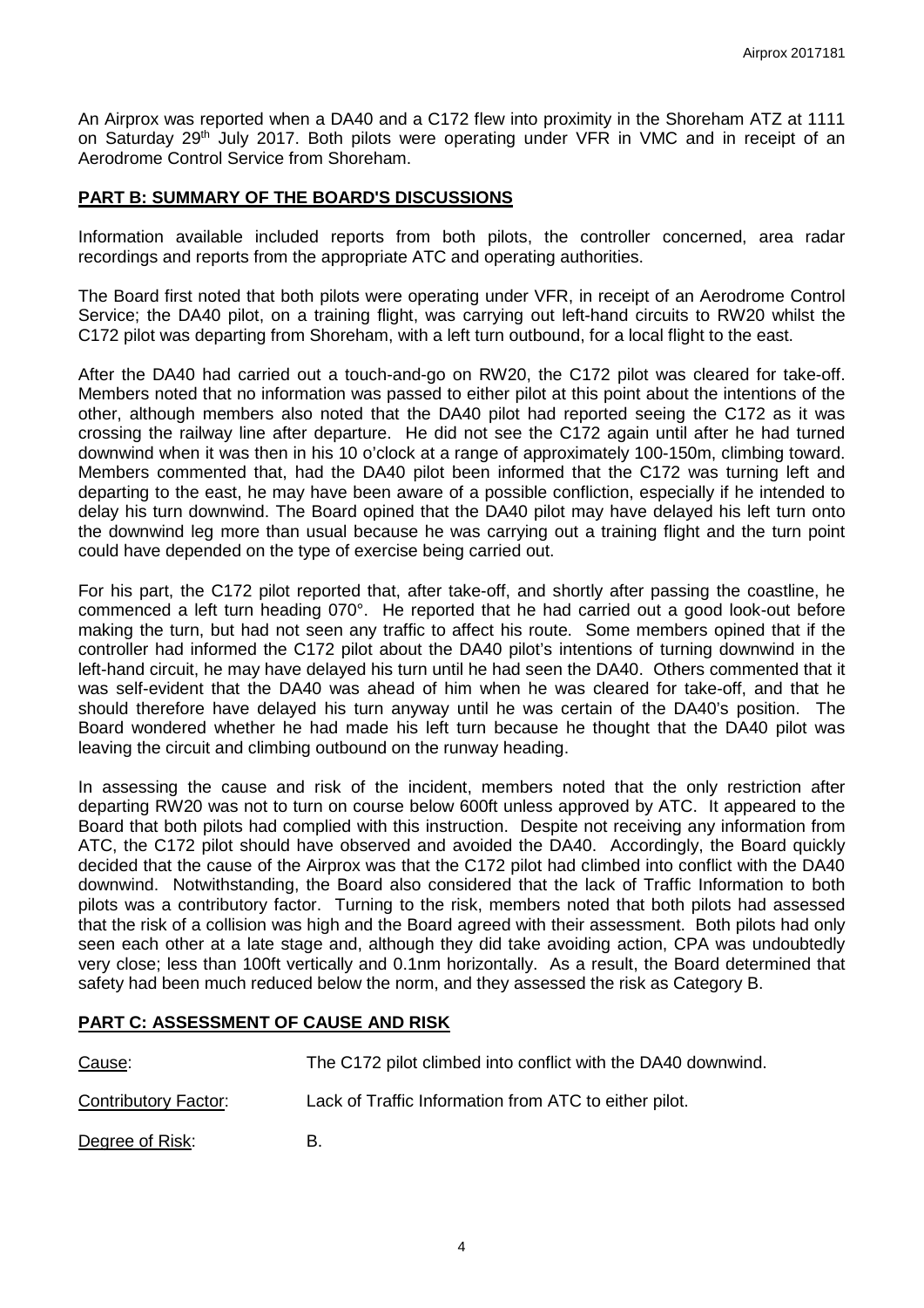An Airprox was reported when a DA40 and a C172 flew into proximity in the Shoreham ATZ at 1111 on Saturday 29th July 2017. Both pilots were operating under VFR in VMC and in receipt of an Aerodrome Control Service from Shoreham.

## PART B: SUMMARY OF THE BOARD'S DISCUSSIONS

Information available included reports from both pilots, the controller concerned, area radar recordings and reports from the appropriate ATC and operating authorities.

The Board first noted that both pilots were operating under VFR, in receipt of an Aerodrome Control Service; the DA40 pilot, on a training flight, was carrying out left-hand circuits to RW20 whilst the C172 pilot was departing from Shoreham, with a left turn outbound, for a local flight to the east.

After the DA40 had carried out a touch-and-go on RW20, the C172 pilot was cleared for take-off. Members noted that no information was passed to either pilot at this point about the intentions of the other, although members also noted that the DA40 pilot had reported seeing the C172 as it was crossing the railway line after departure. He did not see the C172 again until after he had turned downwind when it was then in his 10 o'clock at a range of approximately 100-150m, climbing toward. Members commented that, had the DA40 pilot been informed that the C172 was turning left and departing to the east, he may have been aware of a possible confliction, especially if he intended to delay his turn downwind. The Board opined that the DA40 pilot may have delayed his left turn onto the downwind leg more than usual because he was carrying out a training flight and the turn point could have depended on the type of exercise being carried out.

For his part, the C172 pilot reported that, after take-off, and shortly after passing the coastline, he commenced a left turn heading 070°. He reported that he had carried out a good look-out before making the turn, but had not seen any traffic to affect his route. Some members opined that if the controller had informed the C172 pilot about the DA40 pilot's intentions of turning downwind in the left-hand circuit, he may have delayed his turn until he had seen the DA40. Others commented that it was self-evident that the DA40 was ahead of him when he was cleared for take-off, and that he should therefore have delayed his turn anyway until he was certain of the DA40's position. The Board wondered whether he had made his left turn because he thought that the DA40 pilot was leaving the circuit and climbing outbound on the runway heading.

In assessing the cause and risk of the incident, members noted that the only restriction after departing RW20 was not to turn on course below 600ft unless approved by ATC. It appeared to the Board that both pilots had complied with this instruction. Despite not receiving any information from ATC, the C172 pilot should have observed and avoided the DA40. Accordingly, the Board quickly decided that the cause of the Airprox was that the C172 pilot had climbed into conflict with the DA40 downwind. Notwithstanding, the Board also considered that the lack of Traffic Information to both pilots was a contributory factor. Turning to the risk, members noted that both pilots had assessed that the risk of a collision was high and the Board agreed with their assessment. Both pilots had only seen each other at a late stage and, although they did take avoiding action, CPA was undoubtedly very close; less than 100ft vertically and 0.1nm horizontally. As a result, the Board determined that safety had been much reduced below the norm, and they assessed the risk as Category B.

## PART C: ASSESSMENT OF CAUSE AND RISK

Cause: The C172 pilot climbed into conflict with the DA40 downwind.

Contributory Factor: Lack of Traffic Information from ATC to either pilot.

Degree of Risk: B.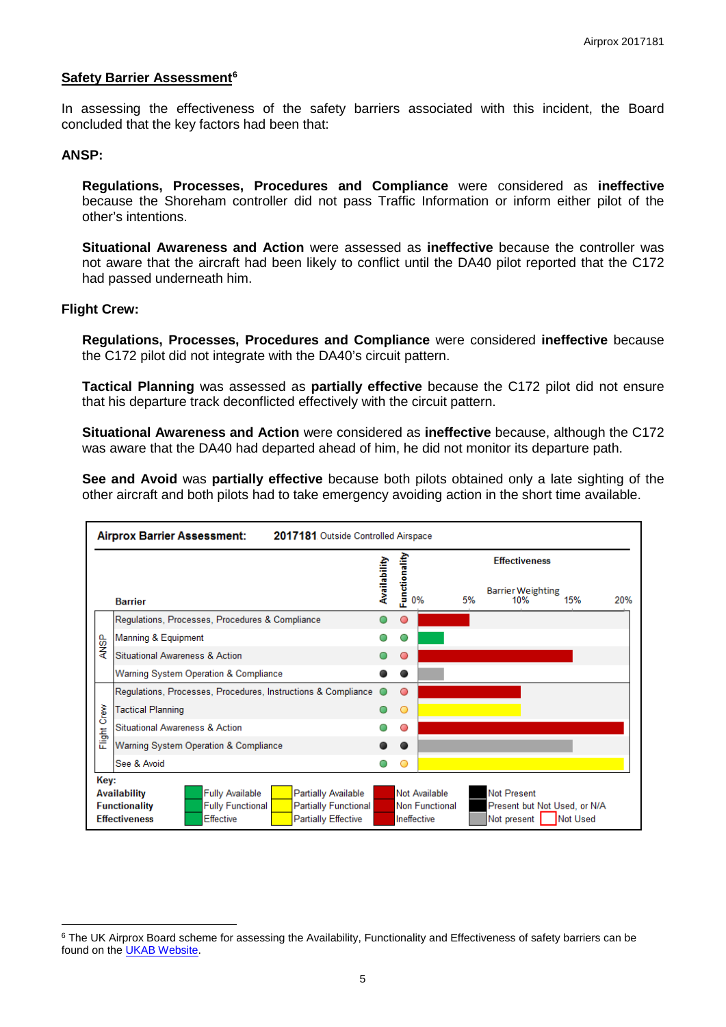## Safety Barrier Assessment[6]

In assessing the effectiveness of the safety barriers associated with this incident, the Board concluded that the key factors had been that:

**ANSP:**

**Regulations, Processes, Procedures and Compliance** were considered as **ineffective** because the Shoreham controller did not pass Traffic Information or inform either pilot of the other's intentions.

**Situational Awareness and Action** were assessed as **ineffective** because the controller was not aware that the aircraft had been likely to conflict until the DA40 pilot reported that the C172 had passed underneath him.

**Flight Crew:**

**Regulations, Processes, Procedures and Compliance** were considered **ineffective** because the C172 pilot did not integrate with the DA40's circuit pattern.

**Tactical Planning** was assessed as **partially effective** because the C172 pilot did not ensure that his departure track deconflicted effectively with the circuit pattern.

**Situational Awareness and Action** were considered as **ineffective** because, although the C172 was aware that the DA40 had departed ahead of him, he did not monitor its departure path.

**See and Avoid** was **partially effective** because both pilots obtained only a late sighting of the other aircraft and both pilots had to take emergency avoiding action in the short time available.

**Airprox Barrier Assessment:** **2017181** Outside Controlled Airspace

Barrier
Availability
Functionality
Effectiveness
Barrier Weighting
0%
5%
10%
15%
20%

ANSP
Regulations, Processes, Procedures & Compliance
Manning & Equipment
Situational Awareness & Action
Warning System Operation & Compliance

Flight Crew
Regulations, Processes, Procedures, Instructions & Compliance
Tactical Planning
Situational Awareness & Action
Warning System Operation & Compliance
See & Avoid

Key:
Availability: Fully Available / Partially Available / Not Available / Not Present
Functionality: Fully Functional / Partially Functional / Non Functional / Present but Not Used, or N/A
Effectiveness: Effective / Partially Effective / Ineffective / Not present / Not Used

---

[6] The UK Airprox Board scheme for assessing the Availability, Functionality and Effectiveness of safety barriers can be found on the UKAB Website.